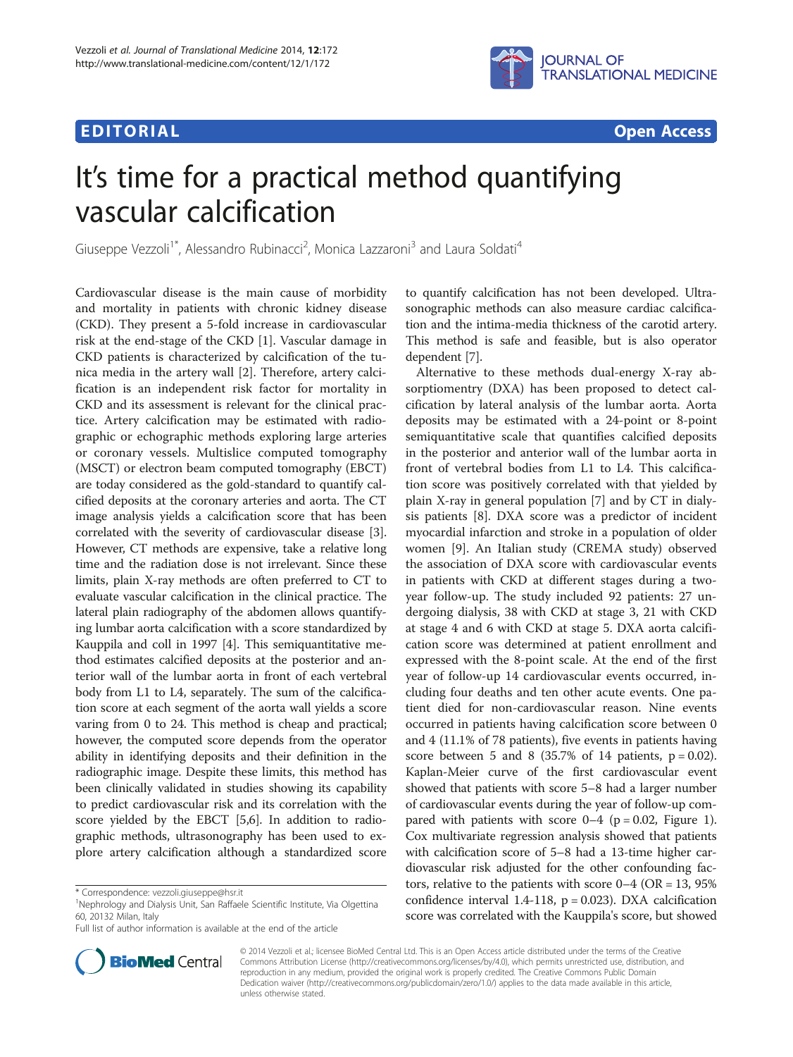**EDITORIAL** **Open Access**

# It's time for a practical method quantifying vascular calcification

Giuseppe Vezzoli[1*], Alessandro Rubinacci[2], Monica Lazzaroni[3] and Laura Soldati[4]

Cardiovascular disease is the main cause of morbidity and mortality in patients with chronic kidney disease (CKD). They present a 5-fold increase in cardiovascular risk at the end-stage of the CKD [1]. Vascular damage in CKD patients is characterized by calcification of the tunica media in the artery wall [2]. Therefore, artery calcification is an independent risk factor for mortality in CKD and its assessment is relevant for the clinical practice. Artery calcification may be estimated with radiographic or echographic methods exploring large arteries or coronary vessels. Multislice computed tomography (MSCT) or electron beam computed tomography (EBCT) are today considered as the gold-standard to quantify calcified deposits at the coronary arteries and aorta. The CT image analysis yields a calcification score that has been correlated with the severity of cardiovascular disease [3]. However, CT methods are expensive, take a relative long time and the radiation dose is not irrelevant. Since these limits, plain X-ray methods are often preferred to CT to evaluate vascular calcification in the clinical practice. The lateral plain radiography of the abdomen allows quantifying lumbar aorta calcification with a score standardized by Kauppila and coll in 1997 [4]. This semiquantitative method estimates calcified deposits at the posterior and anterior wall of the lumbar aorta in front of each vertebral body from L1 to L4, separately. The sum of the calcification score at each segment of the aorta wall yields a score varing from 0 to 24. This method is cheap and practical; however, the computed score depends from the operator ability in identifying deposits and their definition in the radiographic image. Despite these limits, this method has been clinically validated in studies showing its capability to predict cardiovascular risk and its correlation with the score yielded by the EBCT [5,6]. In addition to radiographic methods, ultrasonography has been used to explore artery calcification although a standardized score to quantify calcification has not been developed. Ultrasonographic methods can also measure cardiac calcification and the intima-media thickness of the carotid artery. This method is safe and feasible, but is also operator dependent [7].

Alternative to these methods dual-energy X-ray absorptiomentry (DXA) has been proposed to detect calcification by lateral analysis of the lumbar aorta. Aorta deposits may be estimated with a 24-point or 8-point semiquantitative scale that quantifies calcified deposits in the posterior and anterior wall of the lumbar aorta in front of vertebral bodies from L1 to L4. This calcification score was positively correlated with that yielded by plain X-ray in general population [7] and by CT in dialysis patients [8]. DXA score was a predictor of incident myocardial infarction and stroke in a population of older women [9]. An Italian study (CREMA study) observed the association of DXA score with cardiovascular events in patients with CKD at different stages during a two-year follow-up. The study included 92 patients: 27 undergoing dialysis, 38 with CKD at stage 3, 21 with CKD at stage 4 and 6 with CKD at stage 5. DXA aorta calcification score was determined at patient enrollment and expressed with the 8-point scale. At the end of the first year of follow-up 14 cardiovascular events occurred, including four deaths and ten other acute events. One patient died for non-cardiovascular reason. Nine events occurred in patients having calcification score between 0 and 4 (11.1% of 78 patients), five events in patients having score between 5 and 8 (35.7% of 14 patients, $p = 0.02$). Kaplan-Meier curve of the first cardiovascular event showed that patients with score 5–8 had a larger number of cardiovascular events during the year of follow-up compared with patients with score 0–4 ($p = 0.02$, Figure 1). Cox multivariate regression analysis showed that patients with calcification score of 5–8 had a 13-time higher cardiovascular risk adjusted for the other confounding factors, relative to the patients with score 0–4 (OR = 13, 95% confidence interval 1.4-118, $p = 0.023$). DXA calcification score was correlated with the Kauppila's score, but showed

\* Correspondence: vezzoli.giuseppe@hsr.it
[1]Nephrology and Dialysis Unit, San Raffaele Scientific Institute, Via Olgettina 60, 20132 Milan, Italy
Full list of author information is available at the end of the article

© 2014 Vezzoli et al.; licensee BioMed Central Ltd. This is an Open Access article distributed under the terms of the Creative Commons Attribution License (http://creativecommons.org/licenses/by/4.0), which permits unrestricted use, distribution, and reproduction in any medium, provided the original work is properly credited. The Creative Commons Public Domain Dedication waiver (http://creativecommons.org/publicdomain/zero/1.0/) applies to the data made available in this article, unless otherwise stated.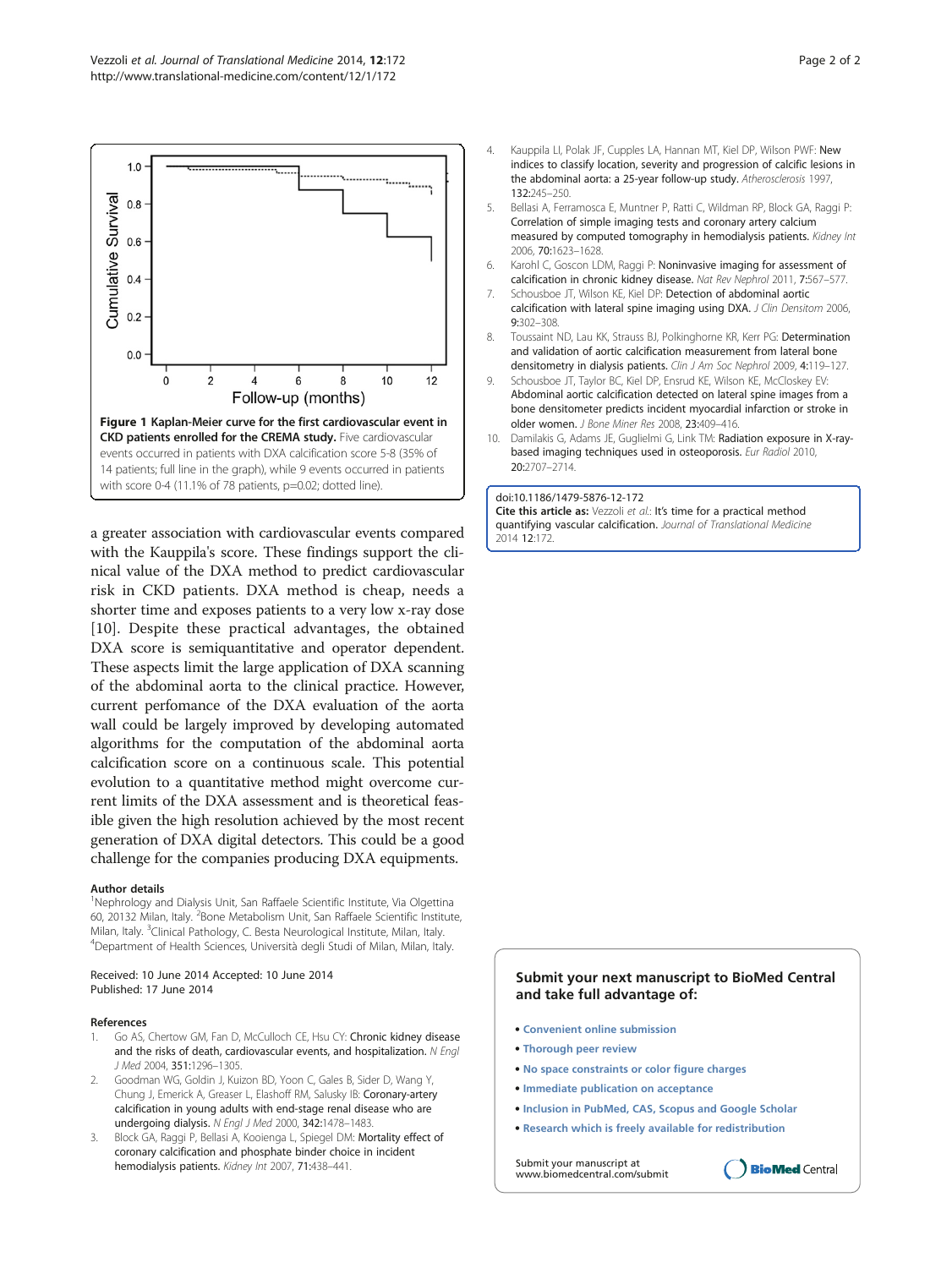1.0
0.8
0.6
0.4
0.2
0.0
Cumulative Survival
0 2 4 6 8 10 12
Follow-up (months)

**Figure 1 Kaplan-Meier curve for the first cardiovascular event in CKD patients enrolled for the CREMA study.** Five cardiovascular events occurred in patients with DXA calcification score 5-8 (35% of 14 patients; full line in the graph), while 9 events occurred in patients with score 0-4 (11.1% of 78 patients, p=0.02; dotted line).

a greater association with cardiovascular events compared with the Kauppila's score. These findings support the clinical value of the DXA method to predict cardiovascular risk in CKD patients. DXA method is cheap, needs a shorter time and exposes patients to a very low x-ray dose [10]. Despite these practical advantages, the obtained DXA score is semiquantitative and operator dependent. These aspects limit the large application of DXA scanning of the abdominal aorta to the clinical practice. However, current perfomance of the DXA evaluation of the aorta wall could be largely improved by developing automated algorithms for the computation of the abdominal aorta calcification score on a continuous scale. This potential evolution to a quantitative method might overcome current limits of the DXA assessment and is theoretical feasible given the high resolution achieved by the most recent generation of DXA digital detectors. This could be a good challenge for the companies producing DXA equipments.

#### Author details

[1]Nephrology and Dialysis Unit, San Raffaele Scientific Institute, Via Olgettina 60, 20132 Milan, Italy. [2]Bone Metabolism Unit, San Raffaele Scientific Institute, Milan, Italy. [3]Clinical Pathology, C. Besta Neurological Institute, Milan, Italy. [4]Department of Health Sciences, Università degli Studi of Milan, Milan, Italy.

Received: 10 June 2014 Accepted: 10 June 2014
Published: 17 June 2014

#### References

1. Go AS, Chertow GM, Fan D, McCulloch CE, Hsu CY: **Chronic kidney disease and the risks of death, cardiovascular events, and hospitalization.** *N Engl J Med* 2004, **351:**1296–1305.
2. Goodman WG, Goldin J, Kuizon BD, Yoon C, Gales B, Sider D, Wang Y, Chung J, Emerick A, Greaser L, Elashoff RM, Salusky IB: **Coronary-artery calcification in young adults with end-stage renal disease who are undergoing dialysis.** *N Engl J Med* 2000, **342:**1478–1483.
3. Block GA, Raggi P, Bellasi A, Kooienga L, Spiegel DM: **Mortality effect of coronary calcification and phosphate binder choice in incident hemodialysis patients.** *Kidney Int* 2007, **71:**438–441.
4. Kauppila LI, Polak JF, Cupples LA, Hannan MT, Kiel DP, Wilson PWF: **New indices to classify location, severity and progression of calcific lesions in the abdominal aorta: a 25-year follow-up study.** *Atherosclerosis* 1997, **132:**245–250.
5. Bellasi A, Ferramosca E, Muntner P, Ratti C, Wildman RP, Block GA, Raggi P: **Correlation of simple imaging tests and coronary artery calcium measured by computed tomography in hemodialysis patients.** *Kidney Int* 2006, **70:**1623–1628.
6. Karohl C, Goscon LDM, Raggi P: **Noninvasive imaging for assessment of calcification in chronic kidney disease.** *Nat Rev Nephrol* 2011, **7:**567–577.
7. Schousboe JT, Wilson KE, Kiel DP: **Detection of abdominal aortic calcification with lateral spine imaging using DXA.** *J Clin Densitom* 2006, **9:**302–308.
8. Toussaint ND, Lau KK, Strauss BJ, Polkinghorne KR, Kerr PG: **Determination and validation of aortic calcification measurement from lateral bone densitometry in dialysis patients.** *Clin J Am Soc Nephrol* 2009, **4:**119–127.
9. Schousboe JT, Taylor BC, Kiel DP, Ensrud KE, Wilson KE, McCloskey EV: **Abdominal aortic calcification detected on lateral spine images from a bone densitometer predicts incident myocardial infarction or stroke in older women.** *J Bone Miner Res* 2008, **23:**409–416.
10. Damilakis G, Adams JE, Guglielmi G, Link TM: **Radiation exposure in X-ray-based imaging techniques used in osteoporosis.** *Eur Radiol* 2010, **20:**2707–2714.

doi:10.1186/1479-5876-12-172
**Cite this article as:** Vezzoli *et al.*: It's time for a practical method quantifying vascular calcification. *Journal of Translational Medicine* 2014 **12**:172.